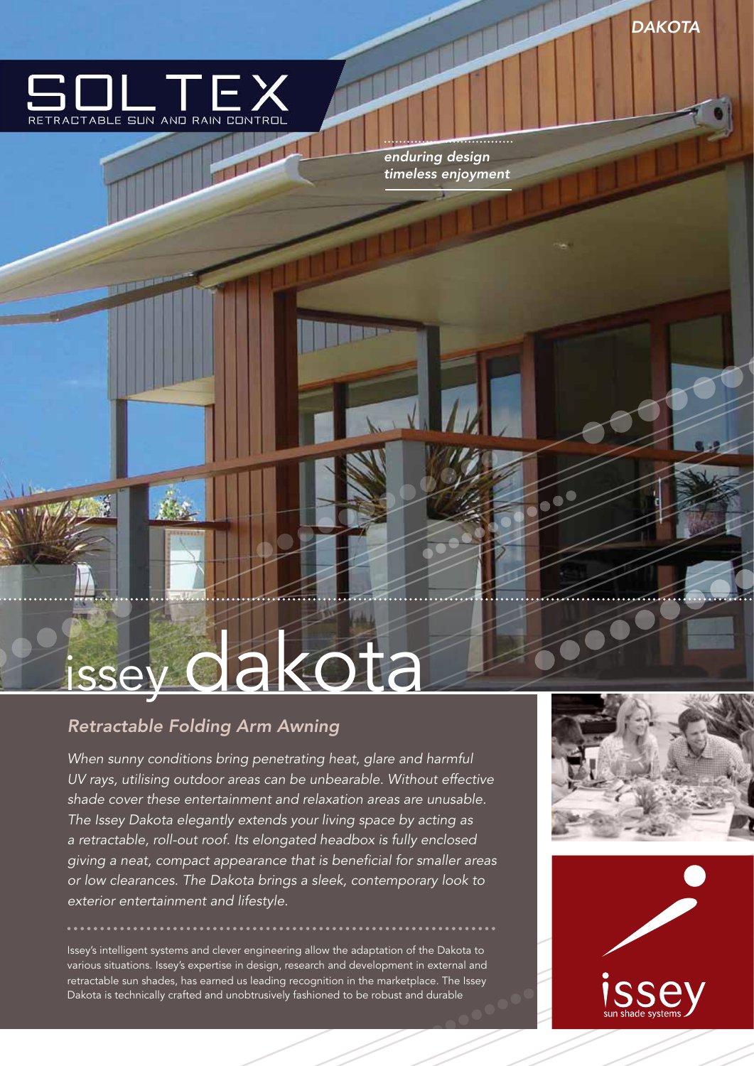DAKOTA

# SOLTEX

RETRACTABLE SUN AND RAIN CONTROL

*enduring design*
*timeless enjoyment*

# issey dakota

## *Retractable Folding Arm Awning*

*When sunny conditions bring penetrating heat, glare and harmful UV rays, utilising outdoor areas can be unbearable. Without effective shade cover these entertainment and relaxation areas are unusable. The Issey Dakota elegantly extends your living space by acting as a retractable, roll-out roof. Its elongated headbox is fully enclosed giving a neat, compact appearance that is beneficial for smaller areas or low clearances. The Dakota brings a sleek, contemporary look to exterior entertainment and lifestyle.*

Issey's intelligent systems and clever engineering allow the adaptation of the Dakota to various situations. Issey's expertise in design, research and development in external and retractable sun shades, has earned us leading recognition in the marketplace. The Issey Dakota is technically crafted and unobtrusively fashioned to be robust and durable

issey
sun shade systems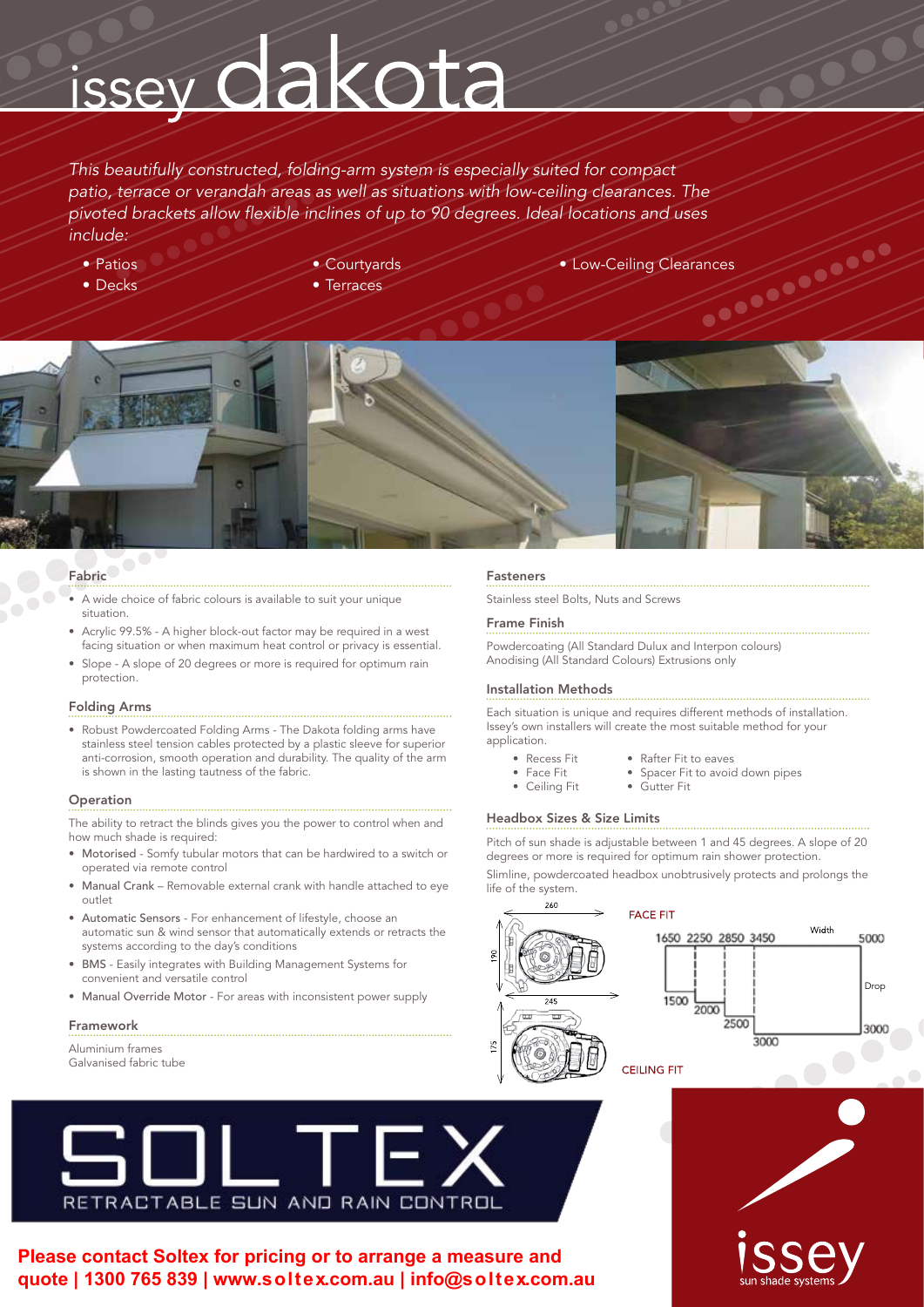# issey dakota

*This beautifully constructed, folding-arm system is especially suited for compact patio, terrace or verandah areas as well as situations with low-ceiling clearances. The pivoted brackets allow flexible inclines of up to 90 degrees. Ideal locations and uses include:*

- Patios
- Decks
- Courtyards
- Terraces
- Low-Ceiling Clearances

## Fabric

- A wide choice of fabric colours is available to suit your unique situation.
- Acrylic 99.5% - A higher block-out factor may be required in a west facing situation or when maximum heat control or privacy is essential.
- Slope - A slope of 20 degrees or more is required for optimum rain protection.

## Folding Arms

- Robust Powdercoated Folding Arms - The Dakota folding arms have stainless steel tension cables protected by a plastic sleeve for superior anti-corrosion, smooth operation and durability. The quality of the arm is shown in the lasting tautness of the fabric.

## Operation

The ability to retract the blinds gives you the power to control when and how much shade is required:

- Motorised - Somfy tubular motors that can be hardwired to a switch or operated via remote control
- Manual Crank – Removable external crank with handle attached to eye outlet
- Automatic Sensors - For enhancement of lifestyle, choose an automatic sun & wind sensor that automatically extends or retracts the systems according to the day's conditions
- BMS - Easily integrates with Building Management Systems for convenient and versatile control
- Manual Override Motor - For areas with inconsistent power supply

## Framework

Aluminium frames
Galvanised fabric tube

## Fasteners

Stainless steel Bolts, Nuts and Screws

## Frame Finish

Powdercoating (All Standard Dulux and Interpon colours)
Anodising (All Standard Colours) Extrusions only

## Installation Methods

Each situation is unique and requires different methods of installation. Issey's own installers will create the most suitable method for your application.

- Recess Fit
- Face Fit
- Ceiling Fit
- Rafter Fit to eaves
- Spacer Fit to avoid down pipes
- Gutter Fit

## Headbox Sizes & Size Limits

Pitch of sun shade is adjustable between 1 and 45 degrees. A slope of 20 degrees or more is required for optimum rain shower protection.

Slimline, powdercoated headbox unobtrusively protects and prolongs the life of the system.

FACE FIT
260
190
245
175
CEILING FIT

Width
1650 2250 2850 3450 5000
Drop
1500
2000
2500
3000
3000

SOLTEX
RETRACTABLE SUN AND RAIN CONTROL

**Please contact Soltex for pricing or to arrange a measure and quote | 1300 765 839 | www.soltex.com.au | info@soltex.com.au**

issey
sun shade systems